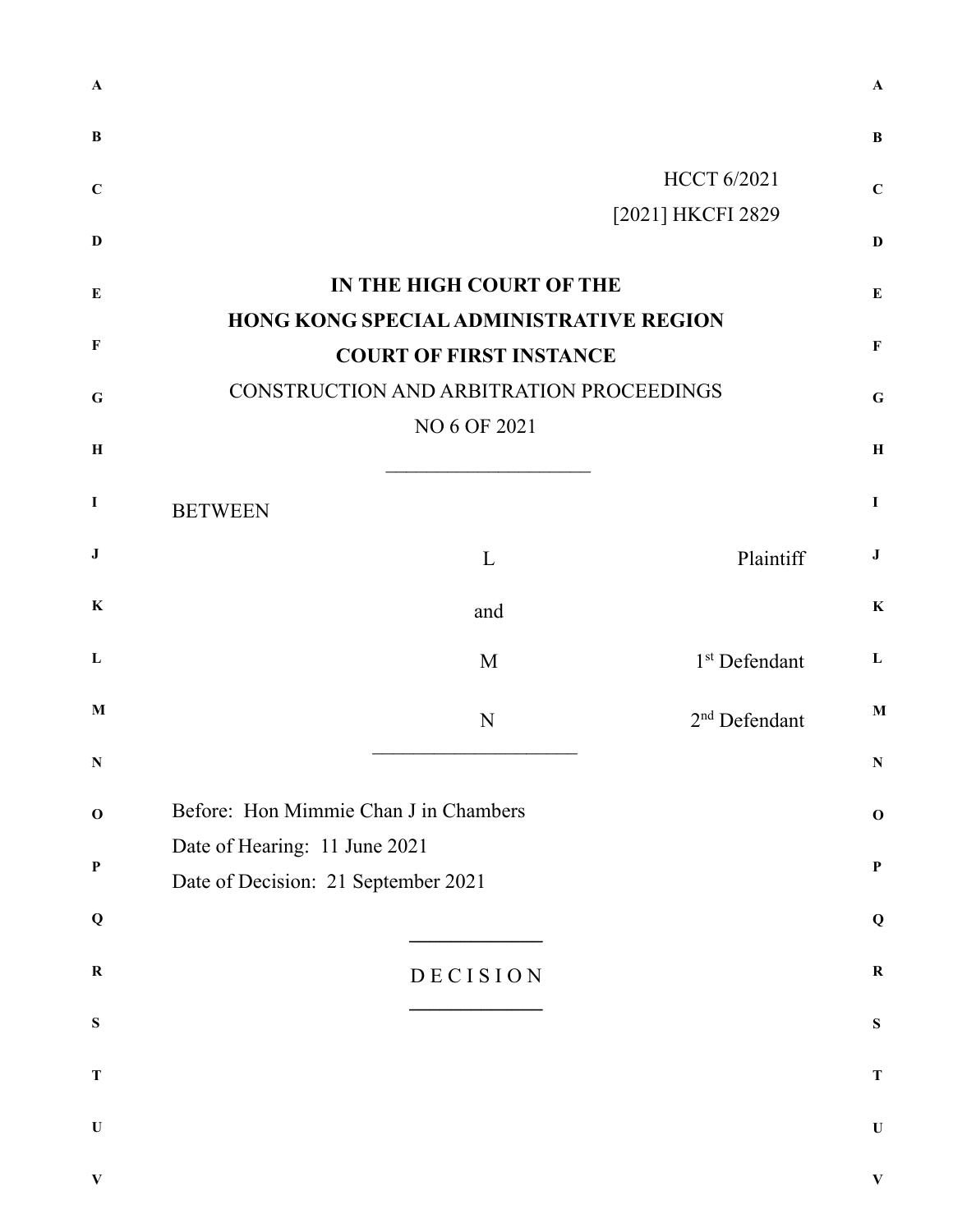HCCT 6/2021

[2021] HKCFI 2829

**IN THE HIGH COURT OF THE**

**HONG KONG SPECIAL ADMINISTRATIVE REGION**

**COURT OF FIRST INSTANCE**

CONSTRUCTION AND ARBITRATION PROCEEDINGS

NO 6 OF 2021

---

BETWEEN

| | | |
|---|---|---|
| | L | Plaintiff |
| | and | |
| | M | 1st Defendant |
| | N | 2nd Defendant |

---

Before: Hon Mimmie Chan J in Chambers

Date of Hearing: 11 June 2021

Date of Decision: 21 September 2021

---

D E C I S I O N

---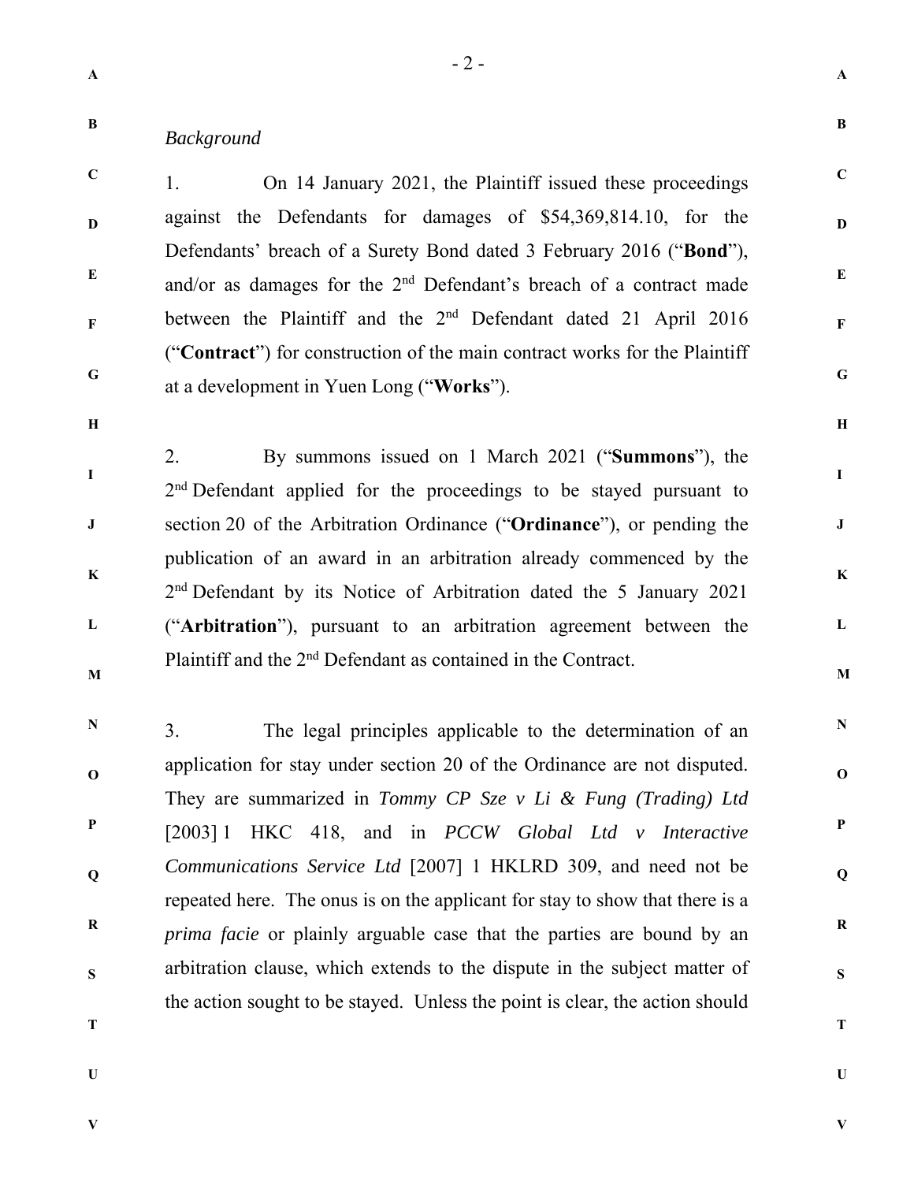*Background*

1. On 14 January 2021, the Plaintiff issued these proceedings against the Defendants for damages of $54,369,814.10, for the Defendants' breach of a Surety Bond dated 3 February 2016 ("**Bond**"), and/or as damages for the 2nd Defendant's breach of a contract made between the Plaintiff and the 2nd Defendant dated 21 April 2016 ("**Contract**") for construction of the main contract works for the Plaintiff at a development in Yuen Long ("**Works**").

2. By summons issued on 1 March 2021 ("**Summons**"), the 2nd Defendant applied for the proceedings to be stayed pursuant to section 20 of the Arbitration Ordinance ("**Ordinance**"), or pending the publication of an award in an arbitration already commenced by the 2nd Defendant by its Notice of Arbitration dated the 5 January 2021 ("**Arbitration**"), pursuant to an arbitration agreement between the Plaintiff and the 2nd Defendant as contained in the Contract.

3. The legal principles applicable to the determination of an application for stay under section 20 of the Ordinance are not disputed. They are summarized in *Tommy CP Sze v Li & Fung (Trading) Ltd* [2003] 1 HKC 418, and in *PCCW Global Ltd v Interactive Communications Service Ltd* [2007] 1 HKLRD 309, and need not be repeated here. The onus is on the applicant for stay to show that there is a *prima facie* or plainly arguable case that the parties are bound by an arbitration clause, which extends to the dispute in the subject matter of the action sought to be stayed. Unless the point is clear, the action should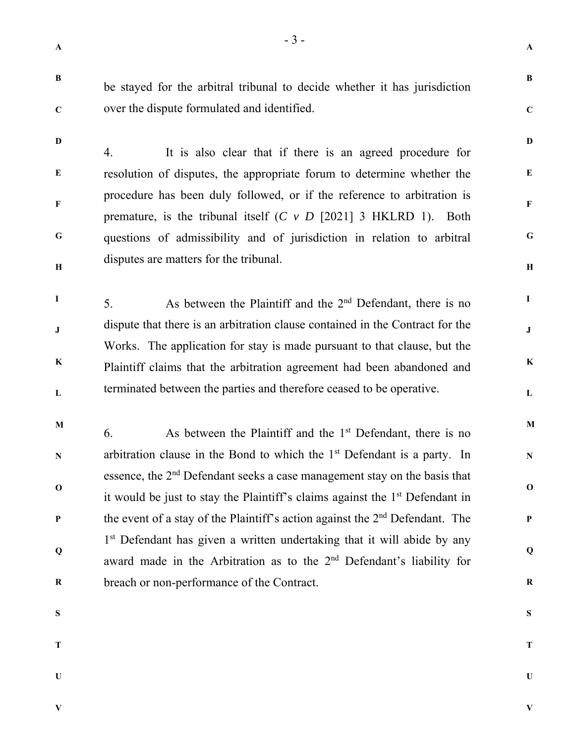be stayed for the arbitral tribunal to decide whether it has jurisdiction over the dispute formulated and identified.

4. It is also clear that if there is an agreed procedure for resolution of disputes, the appropriate forum to determine whether the procedure has been duly followed, or if the reference to arbitration is premature, is the tribunal itself (*C v D* [2021] 3 HKLRD 1). Both questions of admissibility and of jurisdiction in relation to arbitral disputes are matters for the tribunal.

5. As between the Plaintiff and the 2nd Defendant, there is no dispute that there is an arbitration clause contained in the Contract for the Works. The application for stay is made pursuant to that clause, but the Plaintiff claims that the arbitration agreement had been abandoned and terminated between the parties and therefore ceased to be operative.

6. As between the Plaintiff and the 1st Defendant, there is no arbitration clause in the Bond to which the 1st Defendant is a party. In essence, the 2nd Defendant seeks a case management stay on the basis that it would be just to stay the Plaintiff's claims against the 1st Defendant in the event of a stay of the Plaintiff's action against the 2nd Defendant. The 1st Defendant has given a written undertaking that it will abide by any award made in the Arbitration as to the 2nd Defendant's liability for breach or non-performance of the Contract.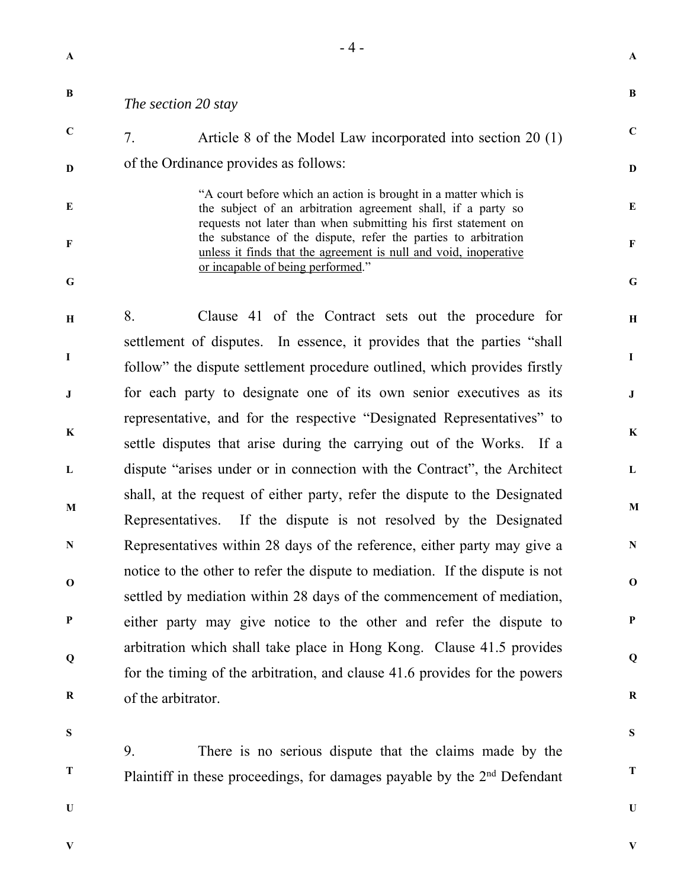*The section 20 stay*

7. Article 8 of the Model Law incorporated into section 20 (1) of the Ordinance provides as follows:

> "A court before which an action is brought in a matter which is the subject of an arbitration agreement shall, if a party so requests not later than when submitting his first statement on the substance of the dispute, refer the parties to arbitration <u>unless it finds that the agreement is null and void, inoperative or incapable of being performed</u>."

8. Clause 41 of the Contract sets out the procedure for settlement of disputes. In essence, it provides that the parties "shall follow" the dispute settlement procedure outlined, which provides firstly for each party to designate one of its own senior executives as its representative, and for the respective "Designated Representatives" to settle disputes that arise during the carrying out of the Works. If a dispute "arises under or in connection with the Contract", the Architect shall, at the request of either party, refer the dispute to the Designated Representatives. If the dispute is not resolved by the Designated Representatives within 28 days of the reference, either party may give a notice to the other to refer the dispute to mediation. If the dispute is not settled by mediation within 28 days of the commencement of mediation, either party may give notice to the other and refer the dispute to arbitration which shall take place in Hong Kong. Clause 41.5 provides for the timing of the arbitration, and clause 41.6 provides for the powers of the arbitrator.

9. There is no serious dispute that the claims made by the Plaintiff in these proceedings, for damages payable by the 2nd Defendant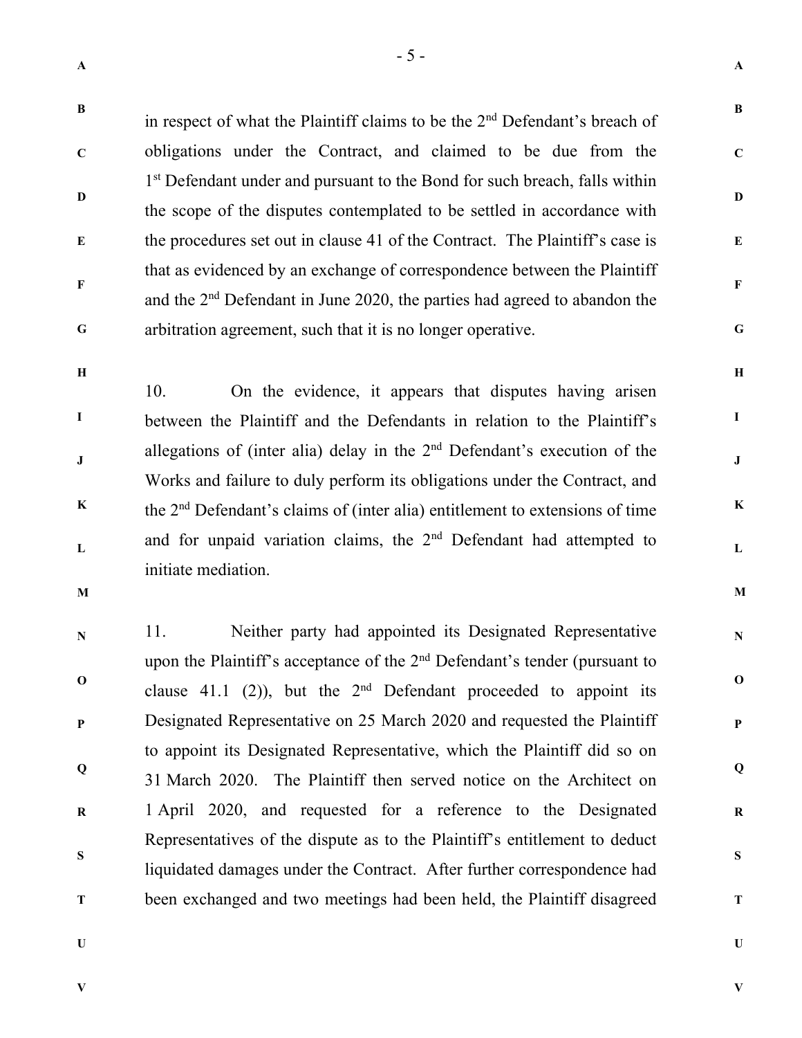in respect of what the Plaintiff claims to be the 2nd Defendant's breach of obligations under the Contract, and claimed to be due from the 1st Defendant under and pursuant to the Bond for such breach, falls within the scope of the disputes contemplated to be settled in accordance with the procedures set out in clause 41 of the Contract. The Plaintiff's case is that as evidenced by an exchange of correspondence between the Plaintiff and the 2nd Defendant in June 2020, the parties had agreed to abandon the arbitration agreement, such that it is no longer operative.

10. On the evidence, it appears that disputes having arisen between the Plaintiff and the Defendants in relation to the Plaintiff's allegations of (inter alia) delay in the 2nd Defendant's execution of the Works and failure to duly perform its obligations under the Contract, and the 2nd Defendant's claims of (inter alia) entitlement to extensions of time and for unpaid variation claims, the 2nd Defendant had attempted to initiate mediation.

11. Neither party had appointed its Designated Representative upon the Plaintiff's acceptance of the 2nd Defendant's tender (pursuant to clause 41.1 (2)), but the 2nd Defendant proceeded to appoint its Designated Representative on 25 March 2020 and requested the Plaintiff to appoint its Designated Representative, which the Plaintiff did so on 31 March 2020. The Plaintiff then served notice on the Architect on 1 April 2020, and requested for a reference to the Designated Representatives of the dispute as to the Plaintiff's entitlement to deduct liquidated damages under the Contract. After further correspondence had been exchanged and two meetings had been held, the Plaintiff disagreed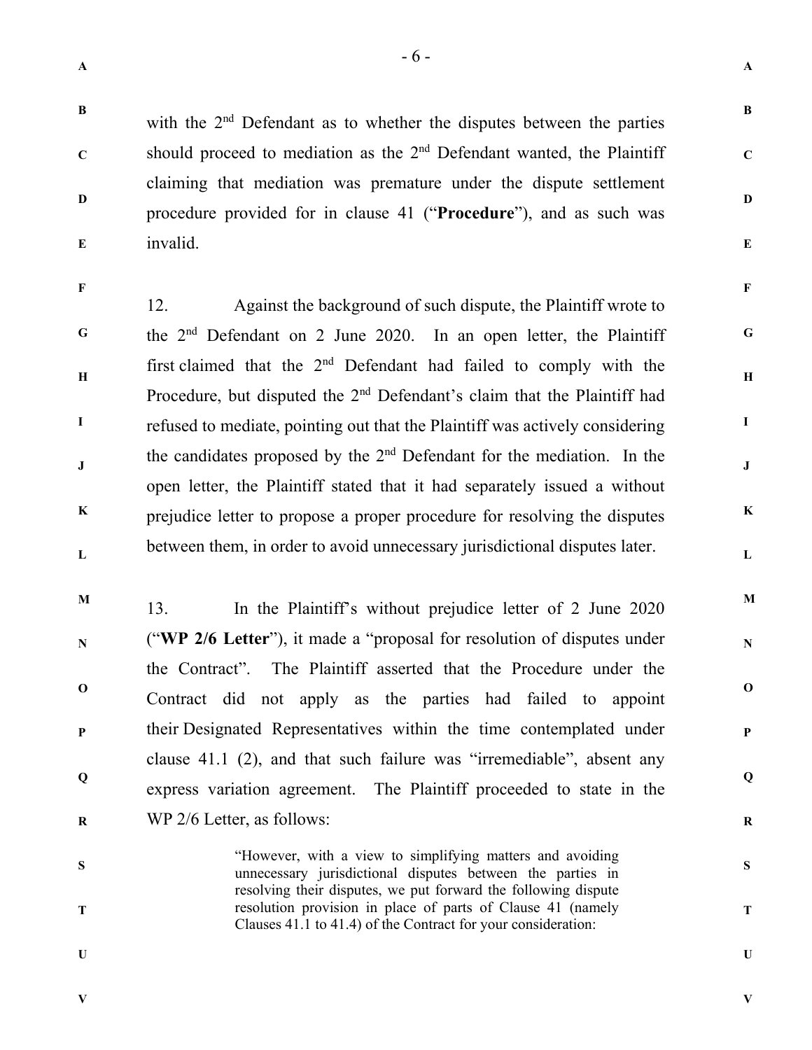with the 2nd Defendant as to whether the disputes between the parties should proceed to mediation as the 2nd Defendant wanted, the Plaintiff claiming that mediation was premature under the dispute settlement procedure provided for in clause 41 ("**Procedure**"), and as such was invalid.

12. Against the background of such dispute, the Plaintiff wrote to the 2nd Defendant on 2 June 2020. In an open letter, the Plaintiff first claimed that the 2nd Defendant had failed to comply with the Procedure, but disputed the 2nd Defendant's claim that the Plaintiff had refused to mediate, pointing out that the Plaintiff was actively considering the candidates proposed by the 2nd Defendant for the mediation. In the open letter, the Plaintiff stated that it had separately issued a without prejudice letter to propose a proper procedure for resolving the disputes between them, in order to avoid unnecessary jurisdictional disputes later.

13. In the Plaintiff's without prejudice letter of 2 June 2020 ("**WP 2/6 Letter**"), it made a "proposal for resolution of disputes under the Contract". The Plaintiff asserted that the Procedure under the Contract did not apply as the parties had failed to appoint their Designated Representatives within the time contemplated under clause 41.1 (2), and that such failure was "irremediable", absent any express variation agreement. The Plaintiff proceeded to state in the WP 2/6 Letter, as follows:

> "However, with a view to simplifying matters and avoiding unnecessary jurisdictional disputes between the parties in resolving their disputes, we put forward the following dispute resolution provision in place of parts of Clause 41 (namely Clauses 41.1 to 41.4) of the Contract for your consideration: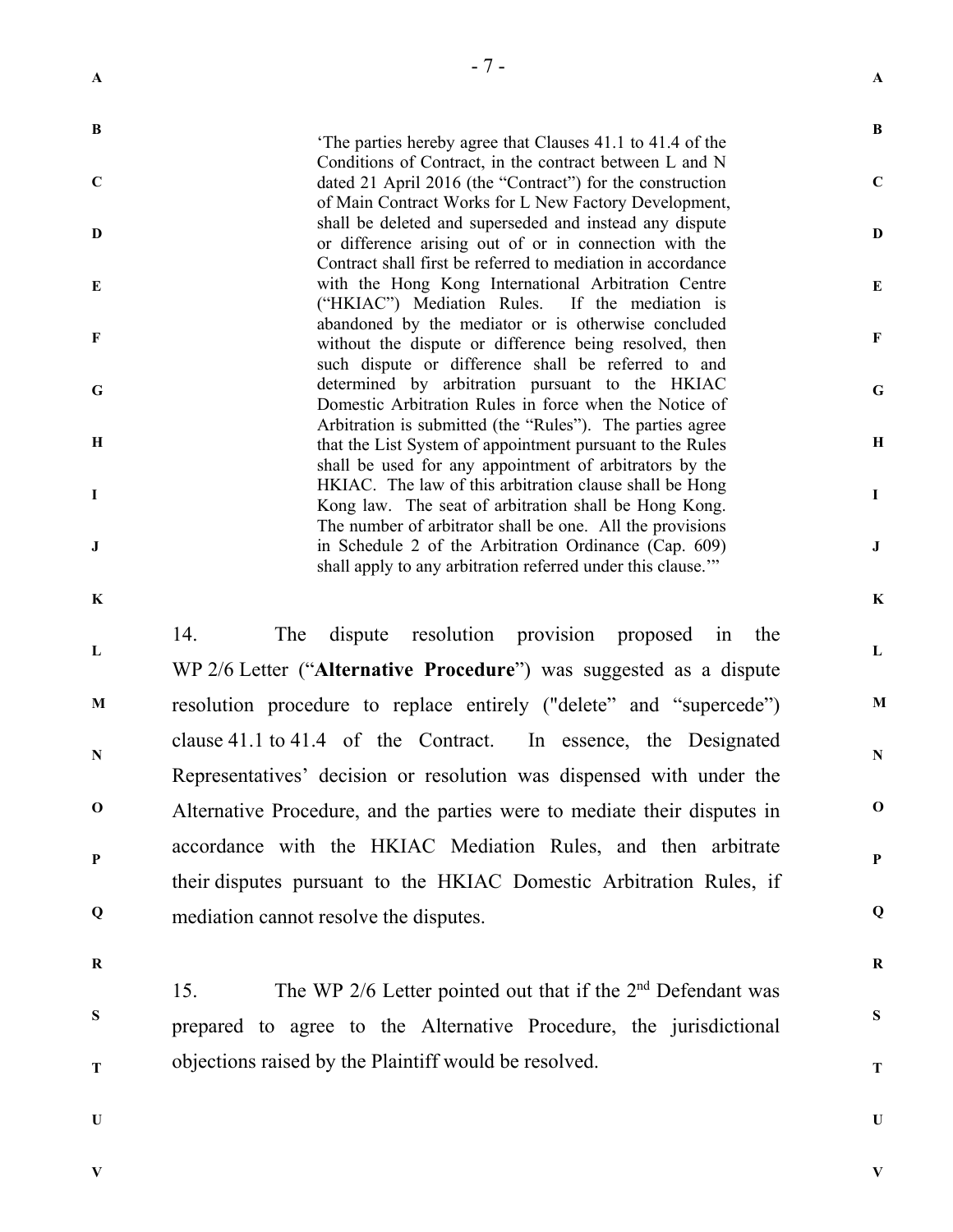> 'The parties hereby agree that Clauses 41.1 to 41.4 of the Conditions of Contract, in the contract between L and N dated 21 April 2016 (the "Contract") for the construction of Main Contract Works for L New Factory Development, shall be deleted and superseded and instead any dispute or difference arising out of or in connection with the Contract shall first be referred to mediation in accordance with the Hong Kong International Arbitration Centre ("HKIAC") Mediation Rules. If the mediation is abandoned by the mediator or is otherwise concluded without the dispute or difference being resolved, then such dispute or difference shall be referred to and determined by arbitration pursuant to the HKIAC Domestic Arbitration Rules in force when the Notice of Arbitration is submitted (the "Rules"). The parties agree that the List System of appointment pursuant to the Rules shall be used for any appointment of arbitrators by the HKIAC. The law of this arbitration clause shall be Hong Kong law. The seat of arbitration shall be Hong Kong. The number of arbitrator shall be one. All the provisions in Schedule 2 of the Arbitration Ordinance (Cap. 609) shall apply to any arbitration referred under this clause.'"

14. The dispute resolution provision proposed in the WP 2/6 Letter ("**Alternative Procedure**") was suggested as a dispute resolution procedure to replace entirely ("delete" and "supercede") clause 41.1 to 41.4 of the Contract. In essence, the Designated Representatives' decision or resolution was dispensed with under the Alternative Procedure, and the parties were to mediate their disputes in accordance with the HKIAC Mediation Rules, and then arbitrate their disputes pursuant to the HKIAC Domestic Arbitration Rules, if mediation cannot resolve the disputes.

15. The WP 2/6 Letter pointed out that if the 2nd Defendant was prepared to agree to the Alternative Procedure, the jurisdictional objections raised by the Plaintiff would be resolved.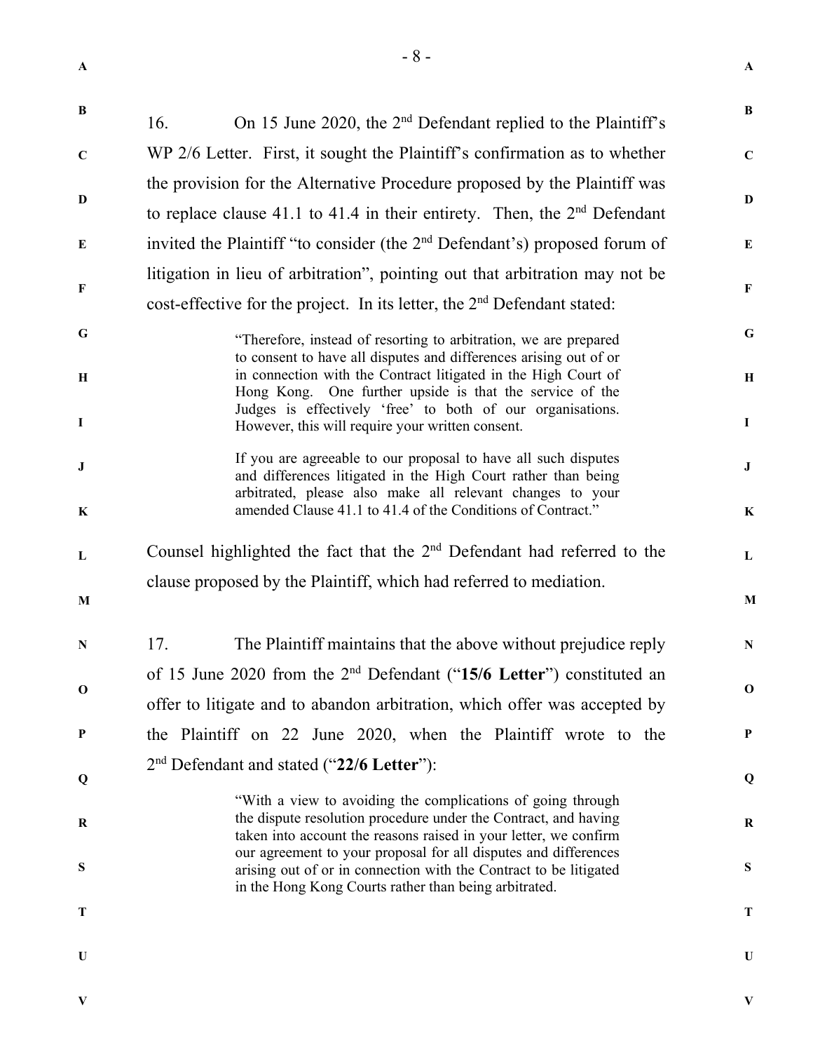16. On 15 June 2020, the 2nd Defendant replied to the Plaintiff's WP 2/6 Letter. First, it sought the Plaintiff's confirmation as to whether the provision for the Alternative Procedure proposed by the Plaintiff was to replace clause 41.1 to 41.4 in their entirety. Then, the 2nd Defendant invited the Plaintiff "to consider (the 2nd Defendant's) proposed forum of litigation in lieu of arbitration", pointing out that arbitration may not be cost-effective for the project. In its letter, the 2nd Defendant stated:

> "Therefore, instead of resorting to arbitration, we are prepared to consent to have all disputes and differences arising out of or in connection with the Contract litigated in the High Court of Hong Kong. One further upside is that the service of the Judges is effectively 'free' to both of our organisations. However, this will require your written consent.
>
> If you are agreeable to our proposal to have all such disputes and differences litigated in the High Court rather than being arbitrated, please also make all relevant changes to your amended Clause 41.1 to 41.4 of the Conditions of Contract."

Counsel highlighted the fact that the 2nd Defendant had referred to the clause proposed by the Plaintiff, which had referred to mediation.

17. The Plaintiff maintains that the above without prejudice reply of 15 June 2020 from the 2nd Defendant ("**15/6 Letter**") constituted an offer to litigate and to abandon arbitration, which offer was accepted by the Plaintiff on 22 June 2020, when the Plaintiff wrote to the 2nd Defendant and stated ("**22/6 Letter**"):

> "With a view to avoiding the complications of going through the dispute resolution procedure under the Contract, and having taken into account the reasons raised in your letter, we confirm our agreement to your proposal for all disputes and differences arising out of or in connection with the Contract to be litigated in the Hong Kong Courts rather than being arbitrated.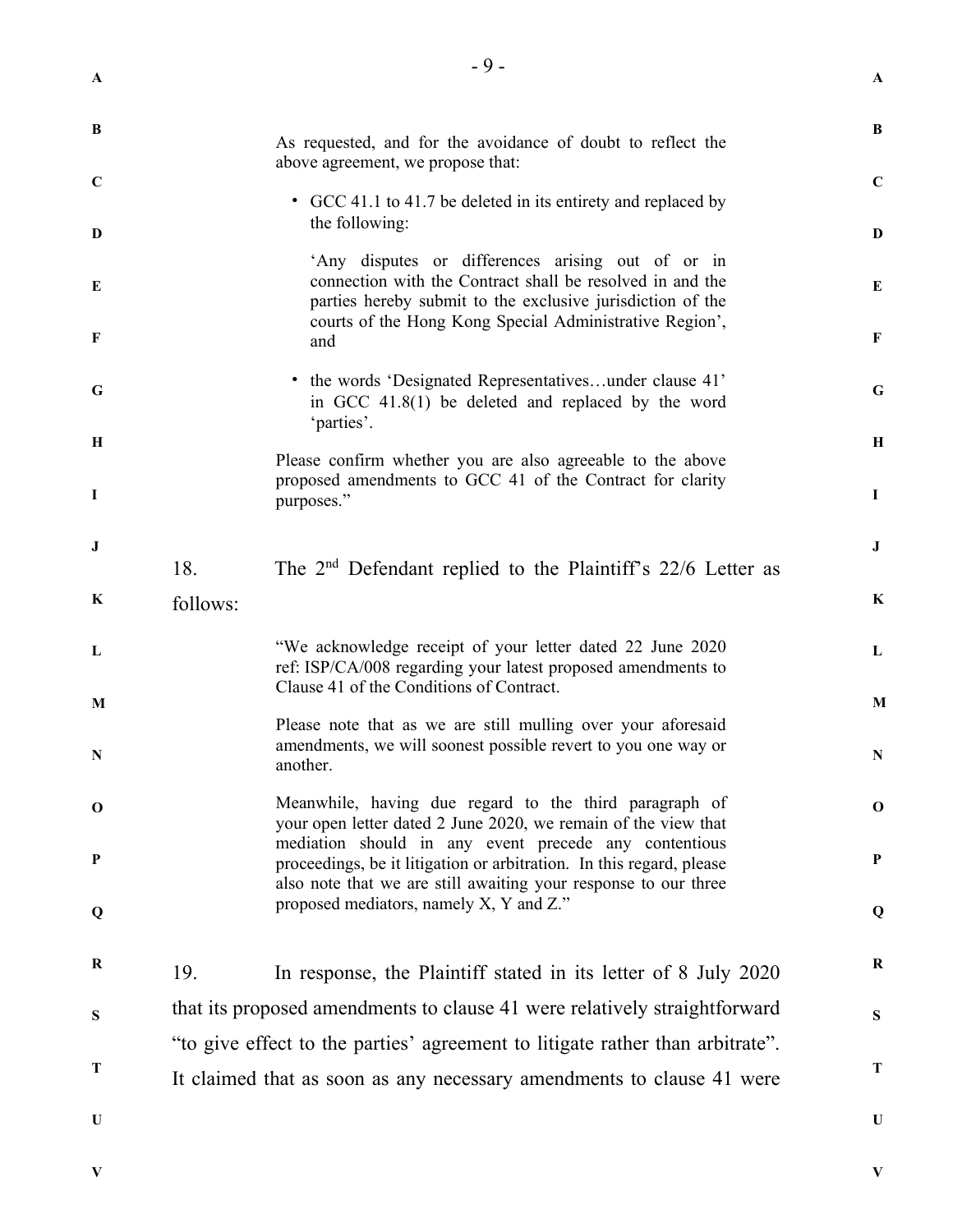> As requested, and for the avoidance of doubt to reflect the above agreement, we propose that:
>
> - GCC 41.1 to 41.7 be deleted in its entirety and replaced by the following:
>
>   'Any disputes or differences arising out of or in connection with the Contract shall be resolved in and the parties hereby submit to the exclusive jurisdiction of the courts of the Hong Kong Special Administrative Region', and
>
> - the words 'Designated Representatives…under clause 41' in GCC 41.8(1) be deleted and replaced by the word 'parties'.
>
> Please confirm whether you are also agreeable to the above proposed amendments to GCC 41 of the Contract for clarity purposes."

18. The 2nd Defendant replied to the Plaintiff's 22/6 Letter as follows:

> "We acknowledge receipt of your letter dated 22 June 2020 ref: ISP/CA/008 regarding your latest proposed amendments to Clause 41 of the Conditions of Contract.
>
> Please note that as we are still mulling over your aforesaid amendments, we will soonest possible revert to you one way or another.
>
> Meanwhile, having due regard to the third paragraph of your open letter dated 2 June 2020, we remain of the view that mediation should in any event precede any contentious proceedings, be it litigation or arbitration. In this regard, please also note that we are still awaiting your response to our three proposed mediators, namely X, Y and Z."

19. In response, the Plaintiff stated in its letter of 8 July 2020 that its proposed amendments to clause 41 were relatively straightforward "to give effect to the parties' agreement to litigate rather than arbitrate". It claimed that as soon as any necessary amendments to clause 41 were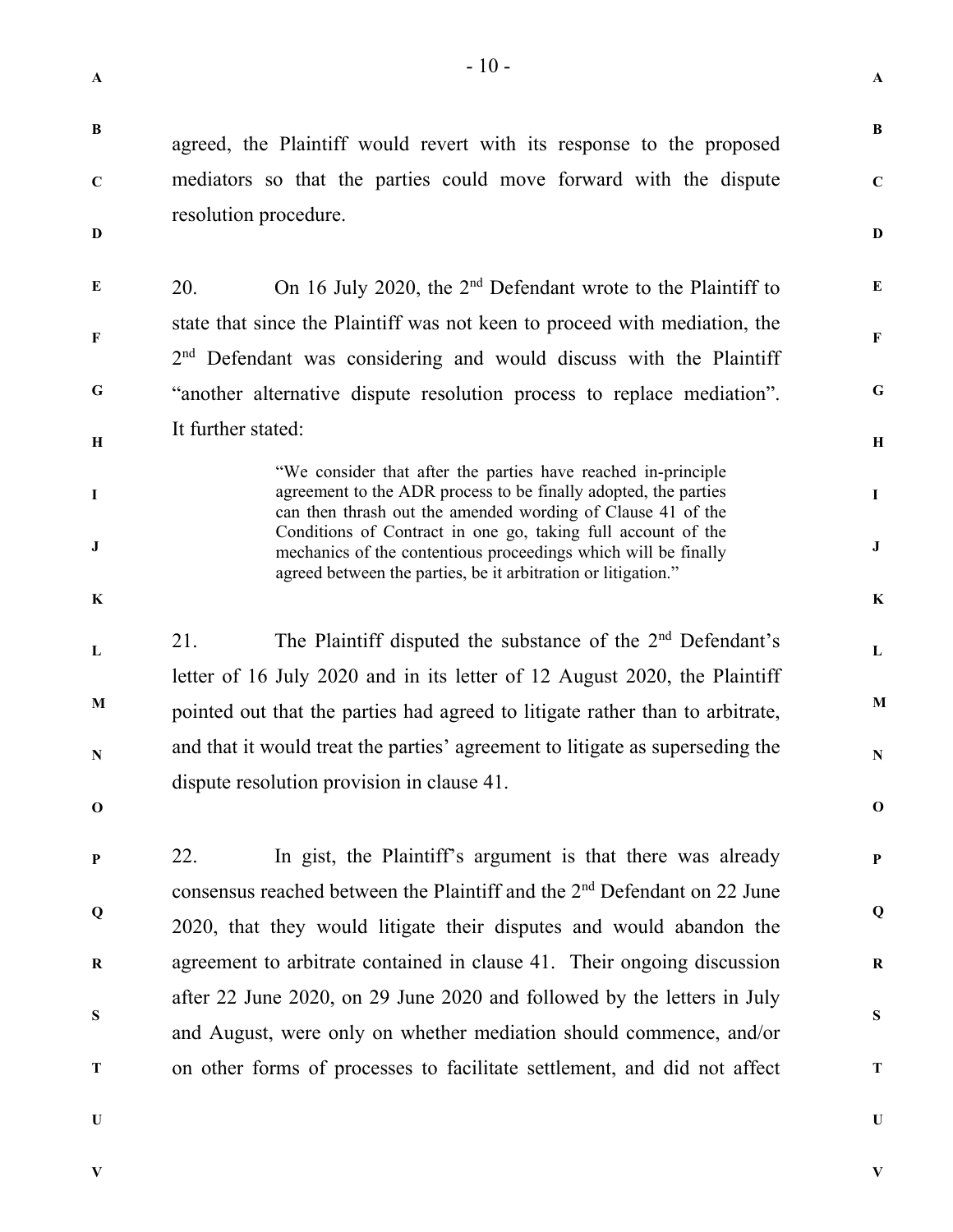agreed, the Plaintiff would revert with its response to the proposed mediators so that the parties could move forward with the dispute resolution procedure.

20. On 16 July 2020, the 2nd Defendant wrote to the Plaintiff to state that since the Plaintiff was not keen to proceed with mediation, the 2nd Defendant was considering and would discuss with the Plaintiff "another alternative dispute resolution process to replace mediation". It further stated:

> "We consider that after the parties have reached in-principle agreement to the ADR process to be finally adopted, the parties can then thrash out the amended wording of Clause 41 of the Conditions of Contract in one go, taking full account of the mechanics of the contentious proceedings which will be finally agreed between the parties, be it arbitration or litigation."

21. The Plaintiff disputed the substance of the 2nd Defendant's letter of 16 July 2020 and in its letter of 12 August 2020, the Plaintiff pointed out that the parties had agreed to litigate rather than to arbitrate, and that it would treat the parties' agreement to litigate as superseding the dispute resolution provision in clause 41.

22. In gist, the Plaintiff's argument is that there was already consensus reached between the Plaintiff and the 2nd Defendant on 22 June 2020, that they would litigate their disputes and would abandon the agreement to arbitrate contained in clause 41. Their ongoing discussion after 22 June 2020, on 29 June 2020 and followed by the letters in July and August, were only on whether mediation should commence, and/or on other forms of processes to facilitate settlement, and did not affect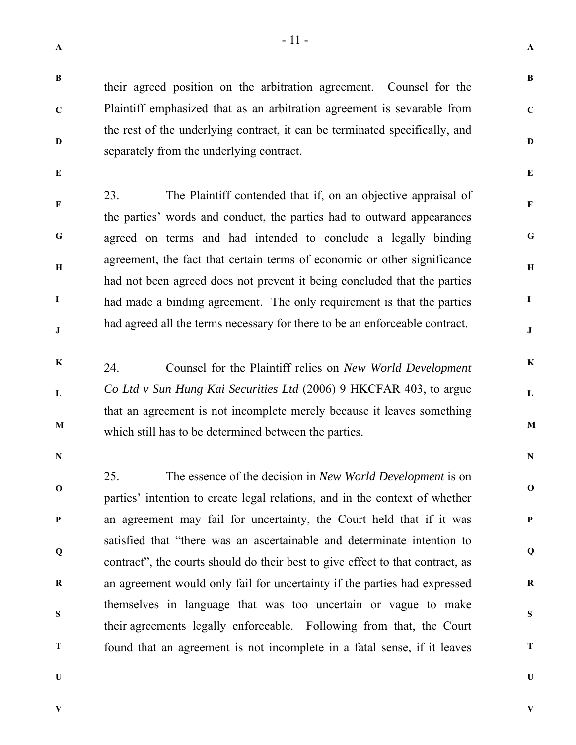their agreed position on the arbitration agreement. Counsel for the Plaintiff emphasized that as an arbitration agreement is savarable from the rest of the underlying contract, it can be terminated specifically, and separately from the underlying contract.

23. The Plaintiff contended that if, on an objective appraisal of the parties' words and conduct, the parties had to outward appearances agreed on terms and had intended to conclude a legally binding agreement, the fact that certain terms of economic or other significance had not been agreed does not prevent it being concluded that the parties had made a binding agreement. The only requirement is that the parties had agreed all the terms necessary for there to be an enforceable contract.

24. Counsel for the Plaintiff relies on *New World Development Co Ltd v Sun Hung Kai Securities Ltd* (2006) 9 HKCFAR 403, to argue that an agreement is not incomplete merely because it leaves something which still has to be determined between the parties.

25. The essence of the decision in *New World Development* is on parties' intention to create legal relations, and in the context of whether an agreement may fail for uncertainty, the Court held that if it was satisfied that "there was an ascertainable and determinate intention to contract", the courts should do their best to give effect to that contract, as an agreement would only fail for uncertainty if the parties had expressed themselves in language that was too uncertain or vague to make their agreements legally enforceable. Following from that, the Court found that an agreement is not incomplete in a fatal sense, if it leaves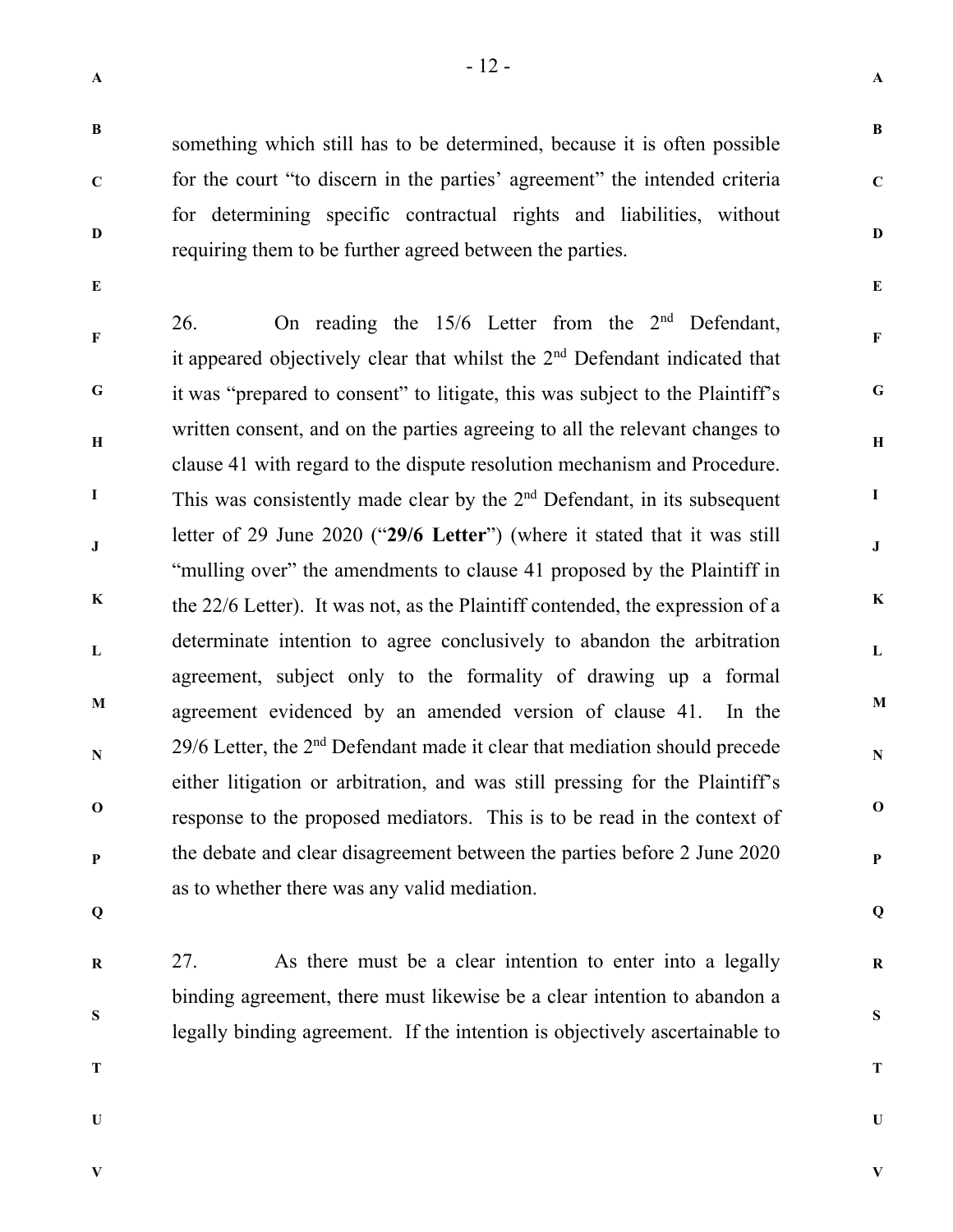something which still has to be determined, because it is often possible for the court "to discern in the parties' agreement" the intended criteria for determining specific contractual rights and liabilities, without requiring them to be further agreed between the parties.

26. On reading the 15/6 Letter from the 2nd Defendant, it appeared objectively clear that whilst the 2nd Defendant indicated that it was "prepared to consent" to litigate, this was subject to the Plaintiff's written consent, and on the parties agreeing to all the relevant changes to clause 41 with regard to the dispute resolution mechanism and Procedure. This was consistently made clear by the 2nd Defendant, in its subsequent letter of 29 June 2020 ("**29/6 Letter**") (where it stated that it was still "mulling over" the amendments to clause 41 proposed by the Plaintiff in the 22/6 Letter). It was not, as the Plaintiff contended, the expression of a determinate intention to agree conclusively to abandon the arbitration agreement, subject only to the formality of drawing up a formal agreement evidenced by an amended version of clause 41. In the 29/6 Letter, the 2nd Defendant made it clear that mediation should precede either litigation or arbitration, and was still pressing for the Plaintiff's response to the proposed mediators. This is to be read in the context of the debate and clear disagreement between the parties before 2 June 2020 as to whether there was any valid mediation.

27. As there must be a clear intention to enter into a legally binding agreement, there must likewise be a clear intention to abandon a legally binding agreement. If the intention is objectively ascertainable to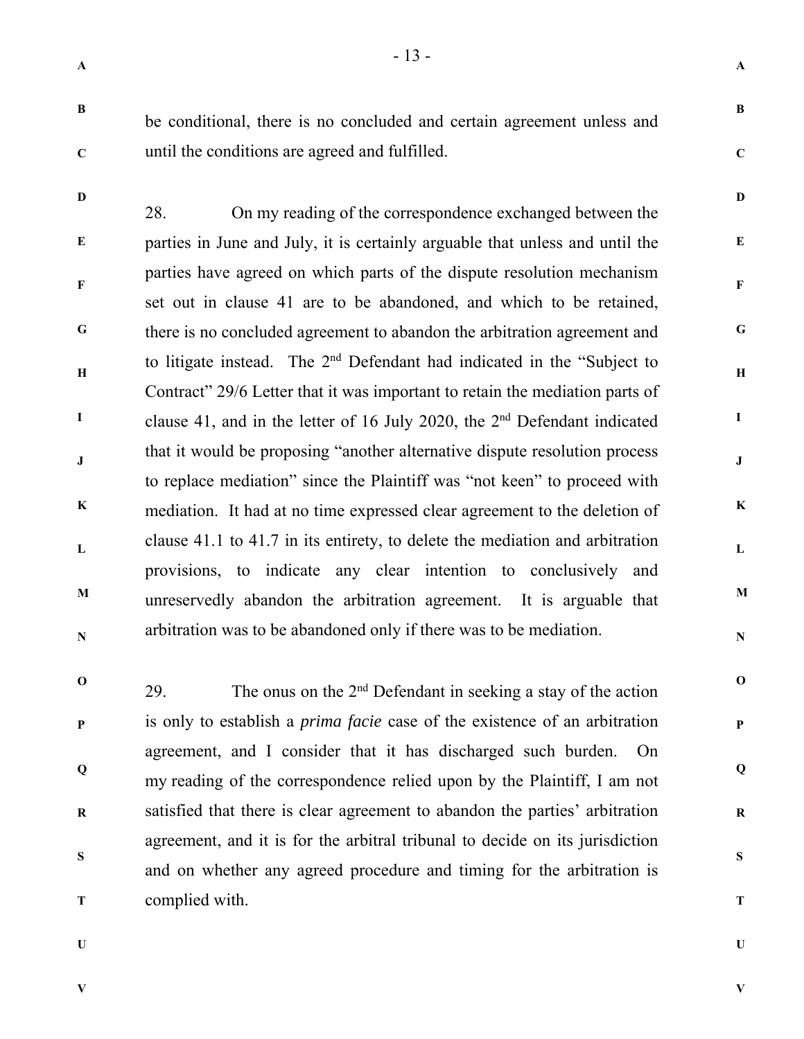be conditional, there is no concluded and certain agreement unless and until the conditions are agreed and fulfilled.

28. On my reading of the correspondence exchanged between the parties in June and July, it is certainly arguable that unless and until the parties have agreed on which parts of the dispute resolution mechanism set out in clause 41 are to be abandoned, and which to be retained, there is no concluded agreement to abandon the arbitration agreement and to litigate instead. The 2nd Defendant had indicated in the "Subject to Contract" 29/6 Letter that it was important to retain the mediation parts of clause 41, and in the letter of 16 July 2020, the 2nd Defendant indicated that it would be proposing "another alternative dispute resolution process to replace mediation" since the Plaintiff was "not keen" to proceed with mediation. It had at no time expressed clear agreement to the deletion of clause 41.1 to 41.7 in its entirety, to delete the mediation and arbitration provisions, to indicate any clear intention to conclusively and unreservedly abandon the arbitration agreement. It is arguable that arbitration was to be abandoned only if there was to be mediation.

29. The onus on the 2nd Defendant in seeking a stay of the action is only to establish a *prima facie* case of the existence of an arbitration agreement, and I consider that it has discharged such burden. On my reading of the correspondence relied upon by the Plaintiff, I am not satisfied that there is clear agreement to abandon the parties' arbitration agreement, and it is for the arbitral tribunal to decide on its jurisdiction and on whether any agreed procedure and timing for the arbitration is complied with.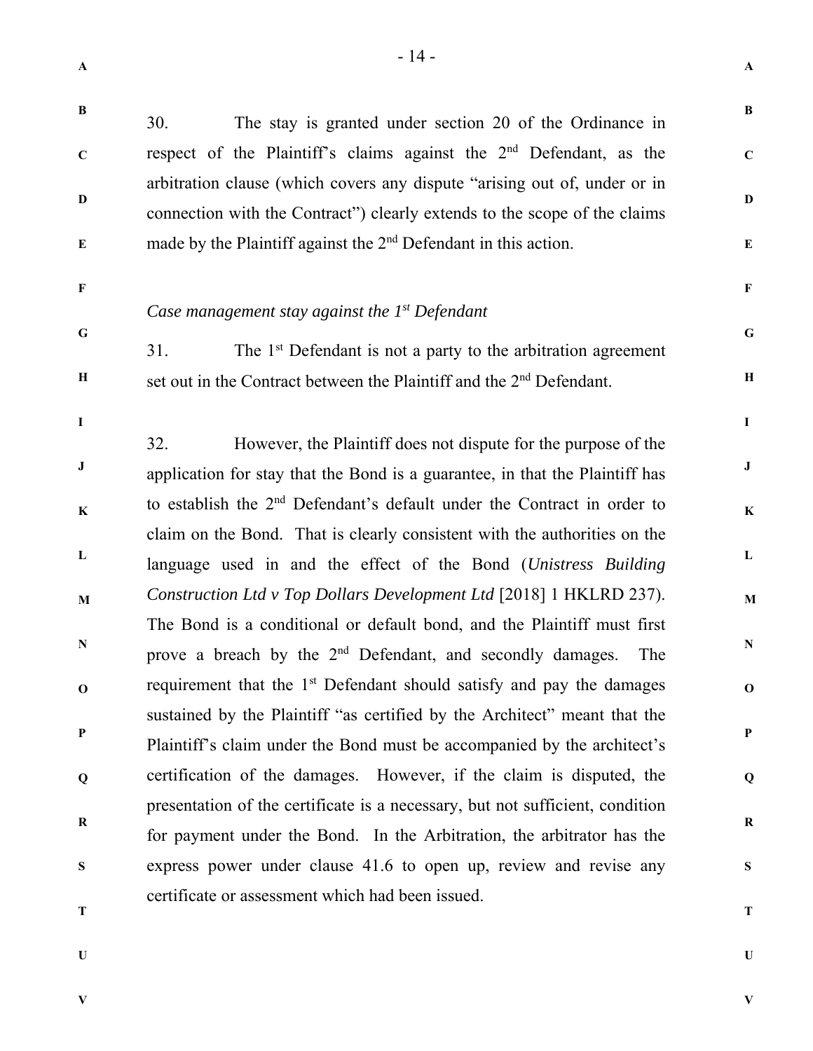30. The stay is granted under section 20 of the Ordinance in respect of the Plaintiff's claims against the 2nd Defendant, as the arbitration clause (which covers any dispute "arising out of, under or in connection with the Contract") clearly extends to the scope of the claims made by the Plaintiff against the 2nd Defendant in this action.

*Case management stay against the 1st Defendant*

31. The 1st Defendant is not a party to the arbitration agreement set out in the Contract between the Plaintiff and the 2nd Defendant.

32. However, the Plaintiff does not dispute for the purpose of the application for stay that the Bond is a guarantee, in that the Plaintiff has to establish the 2nd Defendant's default under the Contract in order to claim on the Bond. That is clearly consistent with the authorities on the language used in and the effect of the Bond (*Unistress Building Construction Ltd v Top Dollars Development Ltd* [2018] 1 HKLRD 237). The Bond is a conditional or default bond, and the Plaintiff must first prove a breach by the 2nd Defendant, and secondly damages. The requirement that the 1st Defendant should satisfy and pay the damages sustained by the Plaintiff "as certified by the Architect" meant that the Plaintiff's claim under the Bond must be accompanied by the architect's certification of the damages. However, if the claim is disputed, the presentation of the certificate is a necessary, but not sufficient, condition for payment under the Bond. In the Arbitration, the arbitrator has the express power under clause 41.6 to open up, review and revise any certificate or assessment which had been issued.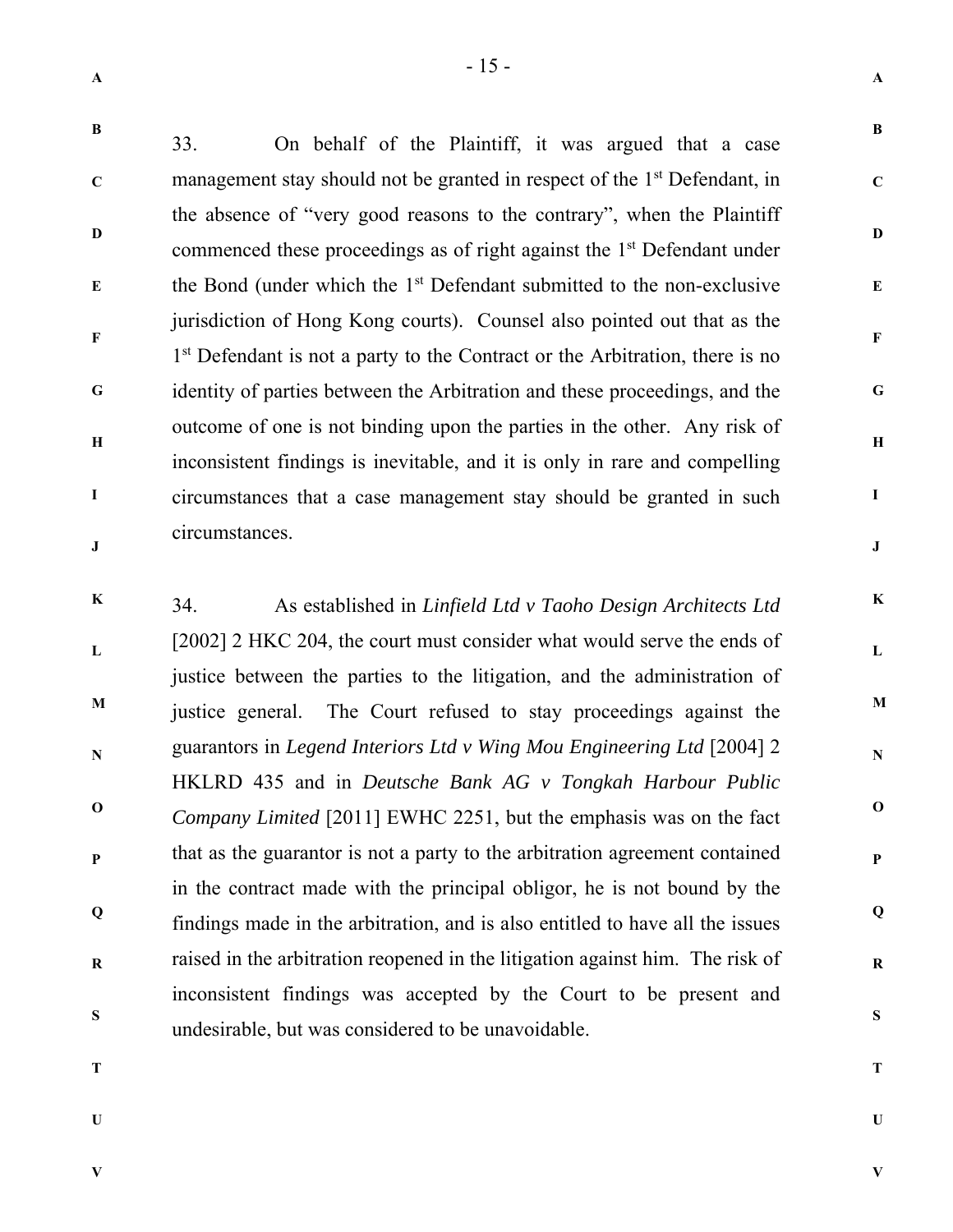33. On behalf of the Plaintiff, it was argued that a case management stay should not be granted in respect of the 1st Defendant, in the absence of "very good reasons to the contrary", when the Plaintiff commenced these proceedings as of right against the 1st Defendant under the Bond (under which the 1st Defendant submitted to the non-exclusive jurisdiction of Hong Kong courts). Counsel also pointed out that as the 1st Defendant is not a party to the Contract or the Arbitration, there is no identity of parties between the Arbitration and these proceedings, and the outcome of one is not binding upon the parties in the other. Any risk of inconsistent findings is inevitable, and it is only in rare and compelling circumstances that a case management stay should be granted in such circumstances.

34. As established in *Linfield Ltd v Taoho Design Architects Ltd* [2002] 2 HKC 204, the court must consider what would serve the ends of justice between the parties to the litigation, and the administration of justice general. The Court refused to stay proceedings against the guarantors in *Legend Interiors Ltd v Wing Mou Engineering Ltd* [2004] 2 HKLRD 435 and in *Deutsche Bank AG v Tongkah Harbour Public Company Limited* [2011] EWHC 2251, but the emphasis was on the fact that as the guarantor is not a party to the arbitration agreement contained in the contract made with the principal obligor, he is not bound by the findings made in the arbitration, and is also entitled to have all the issues raised in the arbitration reopened in the litigation against him. The risk of inconsistent findings was accepted by the Court to be present and undesirable, but was considered to be unavoidable.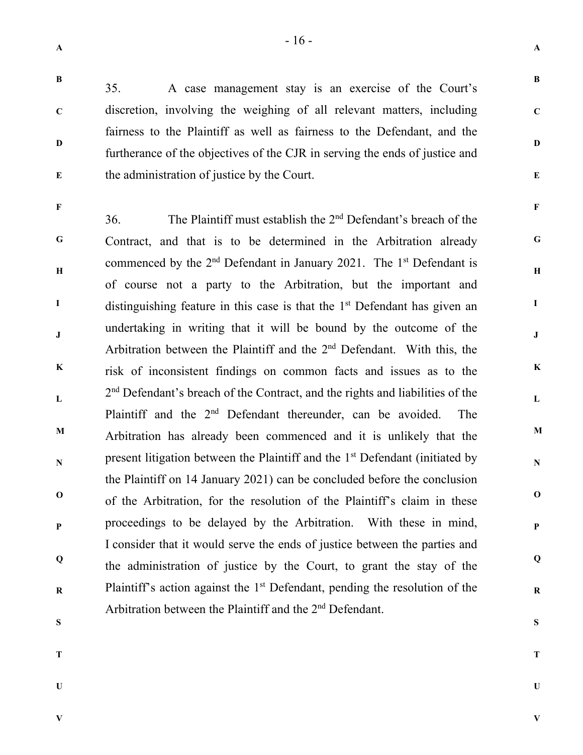35. A case management stay is an exercise of the Court's discretion, involving the weighing of all relevant matters, including fairness to the Plaintiff as well as fairness to the Defendant, and the furtherance of the objectives of the CJR in serving the ends of justice and the administration of justice by the Court.

36. The Plaintiff must establish the 2nd Defendant's breach of the Contract, and that is to be determined in the Arbitration already commenced by the 2nd Defendant in January 2021. The 1st Defendant is of course not a party to the Arbitration, but the important and distinguishing feature in this case is that the 1st Defendant has given an undertaking in writing that it will be bound by the outcome of the Arbitration between the Plaintiff and the 2nd Defendant. With this, the risk of inconsistent findings on common facts and issues as to the 2nd Defendant's breach of the Contract, and the rights and liabilities of the Plaintiff and the 2nd Defendant thereunder, can be avoided. The Arbitration has already been commenced and it is unlikely that the present litigation between the Plaintiff and the 1st Defendant (initiated by the Plaintiff on 14 January 2021) can be concluded before the conclusion of the Arbitration, for the resolution of the Plaintiff's claim in these proceedings to be delayed by the Arbitration. With these in mind, I consider that it would serve the ends of justice between the parties and the administration of justice by the Court, to grant the stay of the Plaintiff's action against the 1st Defendant, pending the resolution of the Arbitration between the Plaintiff and the 2nd Defendant.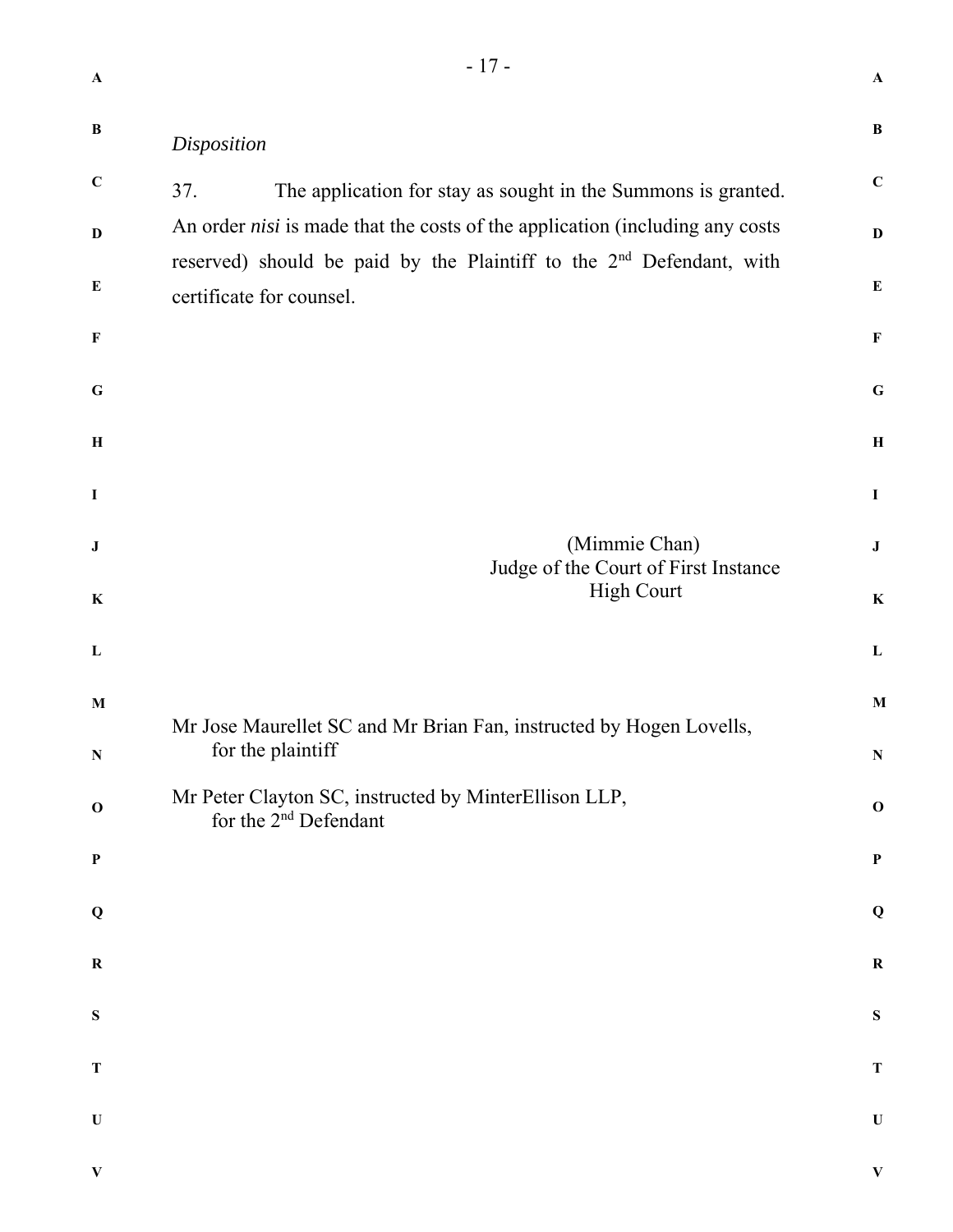*Disposition*

37. The application for stay as sought in the Summons is granted. An order *nisi* is made that the costs of the application (including any costs reserved) should be paid by the Plaintiff to the 2nd Defendant, with certificate for counsel.

(Mimmie Chan)
Judge of the Court of First Instance
High Court

Mr Jose Maurellet SC and Mr Brian Fan, instructed by Hogen Lovells, for the plaintiff

Mr Peter Clayton SC, instructed by MinterEllison LLP, for the 2nd Defendant